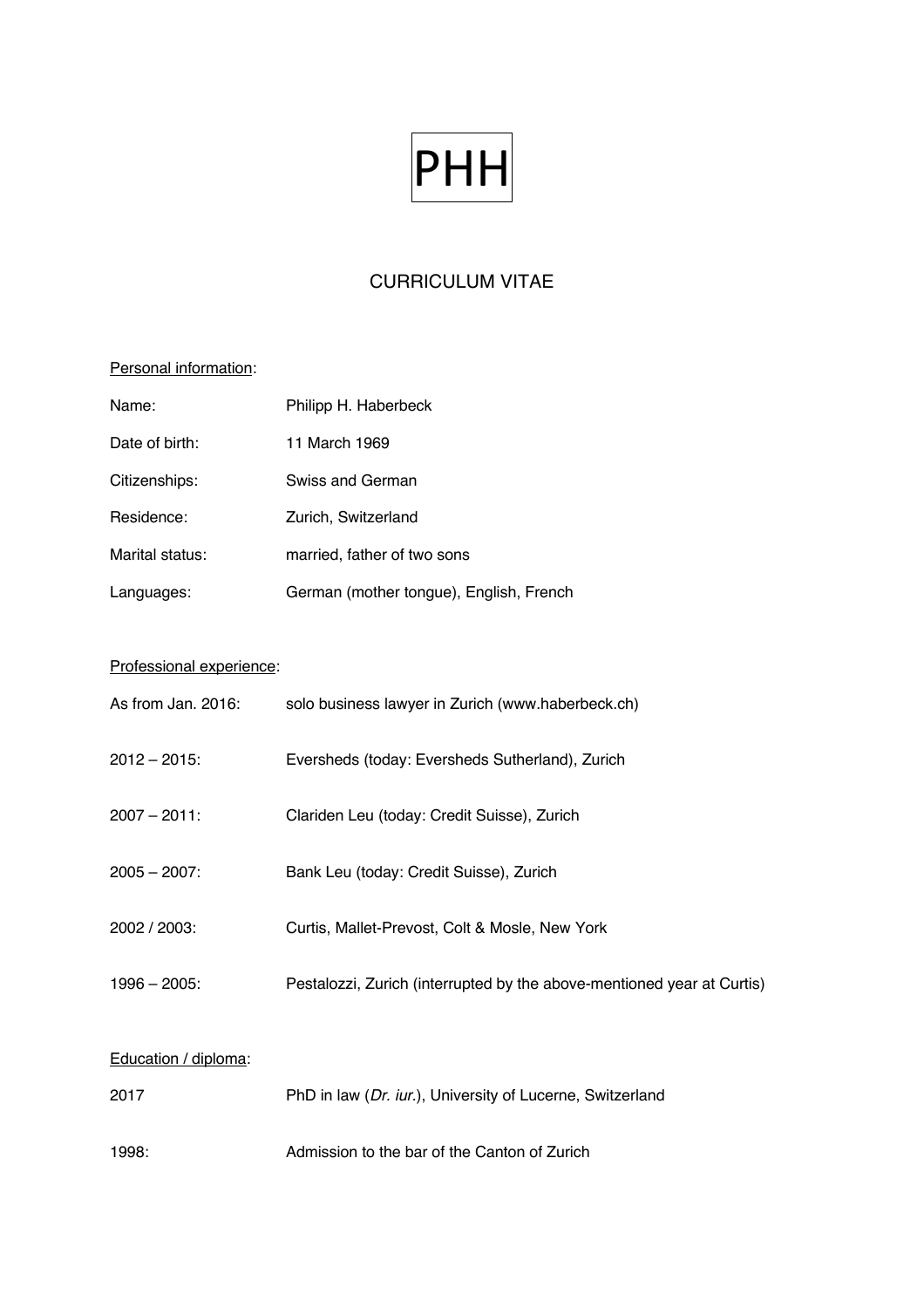PHH

# CURRICULUM VITAE

## Personal information:

| | |
|---|---|
| Name: | Philipp H. Haberbeck |
| Date of birth: | 11 March 1969 |
| Citizenships: | Swiss and German |
| Residence: | Zurich, Switzerland |
| Marital status: | married, father of two sons |
| Languages: | German (mother tongue), English, French |

## Professional experience:

| | |
|---|---|
| As from Jan. 2016: | solo business lawyer in Zurich (www.haberbeck.ch) |
| 2012 – 2015: | Eversheds (today: Eversheds Sutherland), Zurich |
| 2007 – 2011: | Clariden Leu (today: Credit Suisse), Zurich |
| 2005 – 2007: | Bank Leu (today: Credit Suisse), Zurich |
| 2002 / 2003: | Curtis, Mallet-Prevost, Colt & Mosle, New York |
| 1996 – 2005: | Pestalozzi, Zurich (interrupted by the above-mentioned year at Curtis) |

## Education / diploma:

| | |
|---|---|
| 2017 | PhD in law (*Dr. iur.*), University of Lucerne, Switzerland |
| 1998: | Admission to the bar of the Canton of Zurich |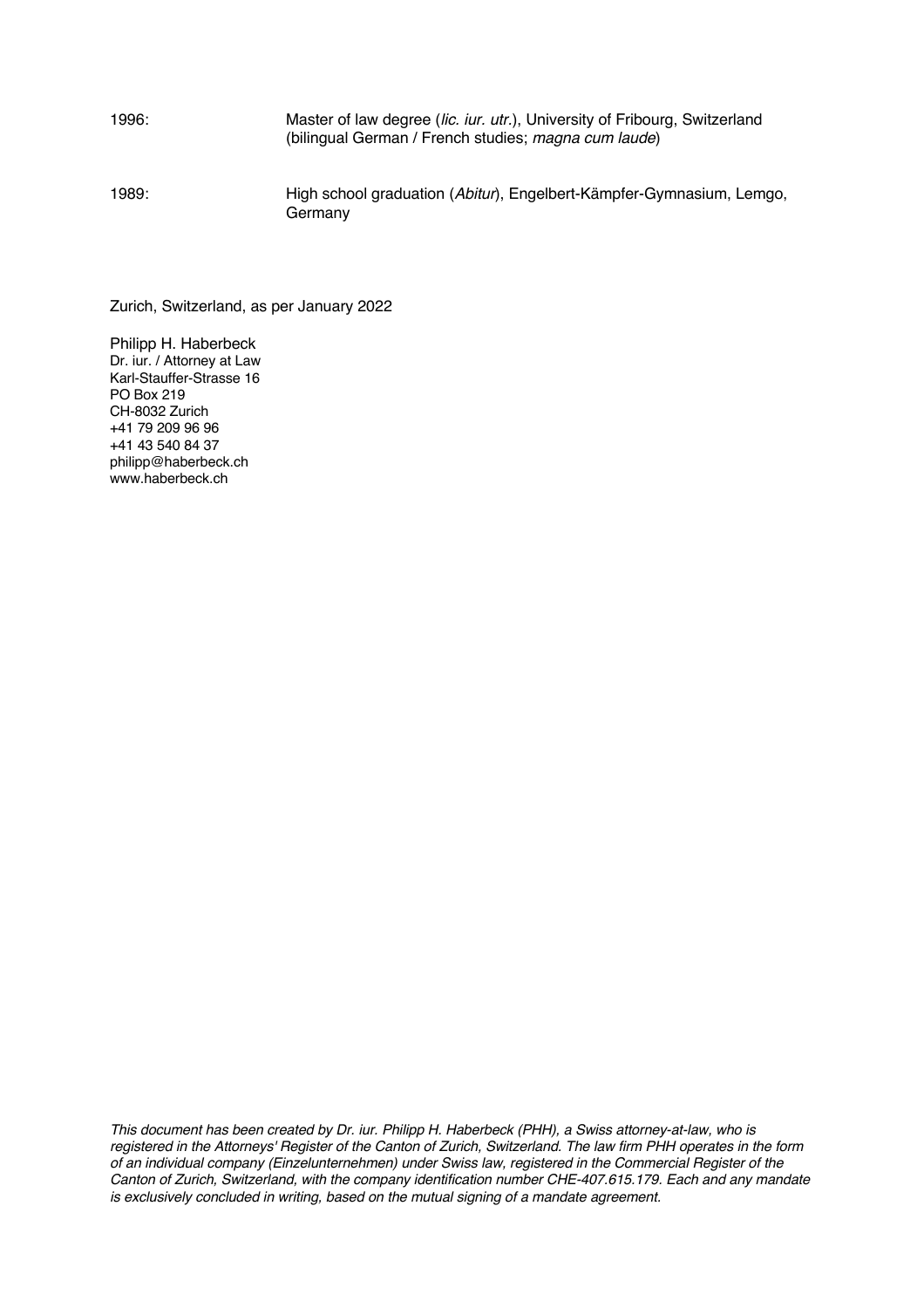| | |
|---|---|
| 1996: | Master of law degree (*lic. iur. utr.*), University of Fribourg, Switzerland (bilingual German / French studies; *magna cum laude*) |
| 1989: | High school graduation (*Abitur*), Engelbert-Kämpfer-Gymnasium, Lemgo, Germany |

Zurich, Switzerland, as per January 2022

Philipp H. Haberbeck
Dr. iur. / Attorney at Law
Karl-Stauffer-Strasse 16
PO Box 219
CH-8032 Zurich
+41 79 209 96 96
+41 43 540 84 37
philipp@haberbeck.ch
www.haberbeck.ch

*This document has been created by Dr. iur. Philipp H. Haberbeck (PHH), a Swiss attorney-at-law, who is registered in the Attorneys' Register of the Canton of Zurich, Switzerland. The law firm PHH operates in the form of an individual company (Einzelunternehmen) under Swiss law, registered in the Commercial Register of the Canton of Zurich, Switzerland, with the company identification number CHE-407.615.179. Each and any mandate is exclusively concluded in writing, based on the mutual signing of a mandate agreement.*